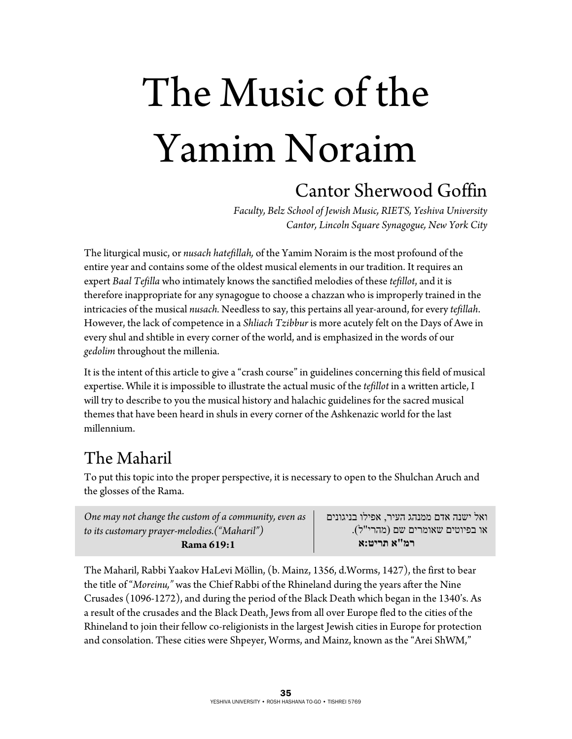# The Music of the Yamim Noraim

## Cantor Sherwood Goffin

*Faculty, Belz School of Jewish Music, RIETS, Yeshiva University*
*Cantor, Lincoln Square Synagogue, New York City*

The liturgical music, or *nusach hatefillah,* of the Yamim Noraim is the most profound of the entire year and contains some of the oldest musical elements in our tradition. It requires an expert *Baal Tefilla* who intimately knows the sanctified melodies of these *tefillot*, and it is therefore inappropriate for any synagogue to choose a chazzan who is improperly trained in the intricacies of the musical *nusach.* Needless to say, this pertains all year-around, for every *tefillah*. However, the lack of competence in a *Shliach Tzibbur* is more acutely felt on the Days of Awe in every shul and shtible in every corner of the world, and is emphasized in the words of our *gedolim* throughout the millenia.

It is the intent of this article to give a "crash course" in guidelines concerning this field of musical expertise. While it is impossible to illustrate the actual music of the *tefillot* in a written article, I will try to describe to you the musical history and halachic guidelines for the sacred musical themes that have been heard in shuls in every corner of the Ashkenazic world for the last millennium.

## The Maharil

To put this topic into the proper perspective, it is necessary to open to the Shulchan Aruch and the glosses of the Rama.

| | |
|---|---|
| *One may not change the custom of a community, even as to its customary prayer-melodies.("Maharil")* **Rama 619:1** | ואל ישנה אדם ממנהג העיר, אפילו בניגונים או בפיוטים שאומרים שם (מהרי"ל). **רמ"א תריט:א** |

The Maharil, Rabbi Yaakov HaLevi Möllin, (b. Mainz, 1356, d.Worms, 1427), the first to bear the title of "*Moreinu,"* was the Chief Rabbi of the Rhineland during the years after the Nine Crusades (1096-1272), and during the period of the Black Death which began in the 1340's. As a result of the crusades and the Black Death, Jews from all over Europe fled to the cities of the Rhineland to join their fellow co-religionists in the largest Jewish cities in Europe for protection and consolation. These cities were Shpeyer, Worms, and Mainz, known as the "Arei ShWM,"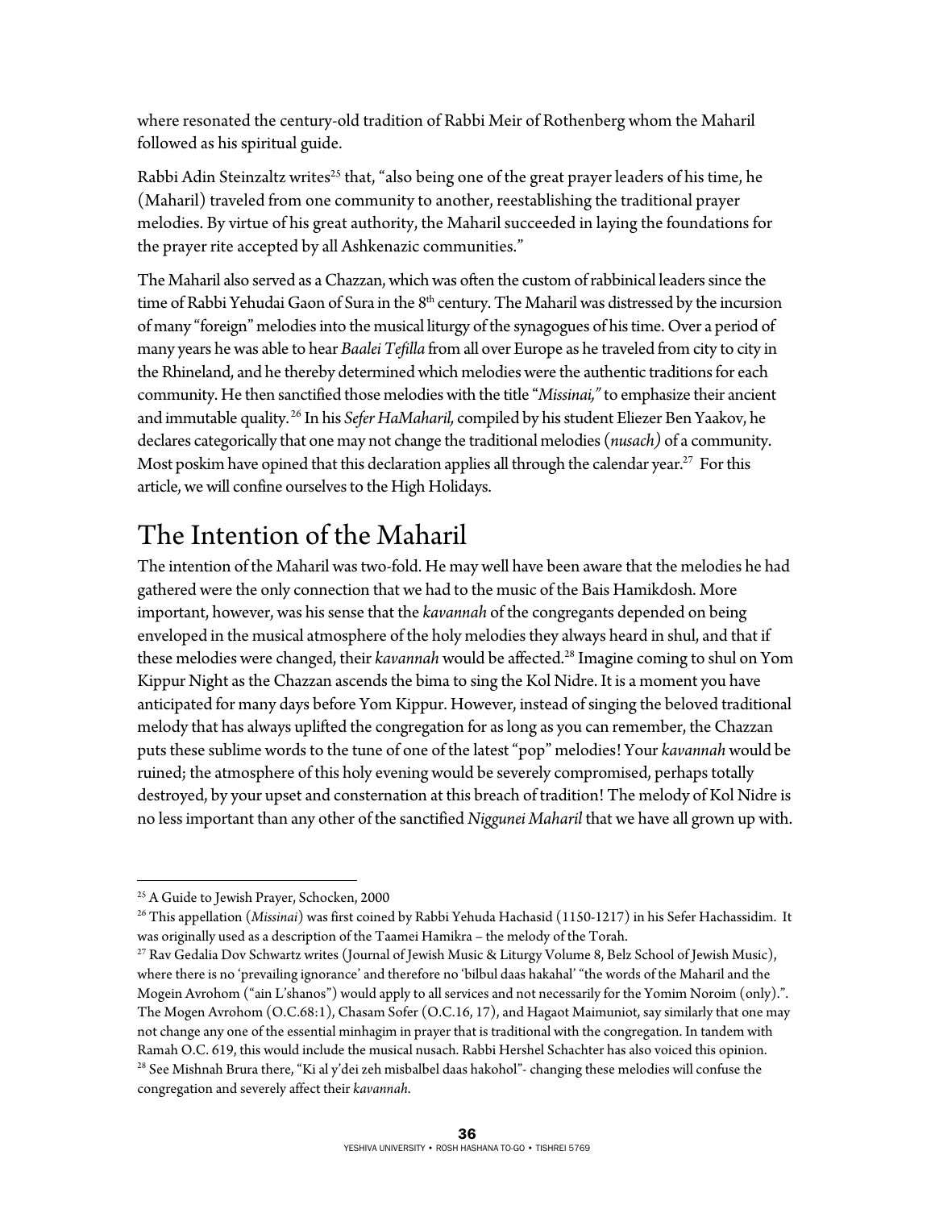where resonated the century-old tradition of Rabbi Meir of Rothenberg whom the Maharil followed as his spiritual guide.

Rabbi Adin Steinzaltz writes[25] that, "also being one of the great prayer leaders of his time, he (Maharil) traveled from one community to another, reestablishing the traditional prayer melodies. By virtue of his great authority, the Maharil succeeded in laying the foundations for the prayer rite accepted by all Ashkenazic communities."

The Maharil also served as a Chazzan, which was often the custom of rabbinical leaders since the time of Rabbi Yehudai Gaon of Sura in the 8th century. The Maharil was distressed by the incursion of many "foreign" melodies into the musical liturgy of the synagogues of his time. Over a period of many years he was able to hear *Baalei Tefilla* from all over Europe as he traveled from city to city in the Rhineland, and he thereby determined which melodies were the authentic traditions for each community. He then sanctified those melodies with the title "*Missinai,*" to emphasize their ancient and immutable quality.[26] In his *Sefer HaMaharil,* compiled by his student Eliezer Ben Yaakov, he declares categorically that one may not change the traditional melodies (*nusach)* of a community. Most poskim have opined that this declaration applies all through the calendar year.[27] For this article, we will confine ourselves to the High Holidays.

## The Intention of the Maharil

The intention of the Maharil was two-fold. He may well have been aware that the melodies he had gathered were the only connection that we had to the music of the Bais Hamikdosh. More important, however, was his sense that the *kavannah* of the congregants depended on being enveloped in the musical atmosphere of the holy melodies they always heard in shul, and that if these melodies were changed, their *kavannah* would be affected.[28] Imagine coming to shul on Yom Kippur Night as the Chazzan ascends the bima to sing the Kol Nidre. It is a moment you have anticipated for many days before Yom Kippur. However, instead of singing the beloved traditional melody that has always uplifted the congregation for as long as you can remember, the Chazzan puts these sublime words to the tune of one of the latest "pop" melodies! Your *kavannah* would be ruined; the atmosphere of this holy evening would be severely compromised, perhaps totally destroyed, by your upset and consternation at this breach of tradition! The melody of Kol Nidre is no less important than any other of the sanctified *Niggunei Maharil* that we have all grown up with.

---

[25] A Guide to Jewish Prayer, Schocken, 2000

[26] This appellation (*Missinai*) was first coined by Rabbi Yehuda Hachasid (1150-1217) in his Sefer Hachassidim. It was originally used as a description of the Taamei Hamikra – the melody of the Torah.

[27] Rav Gedalia Dov Schwartz writes (Journal of Jewish Music & Liturgy Volume 8, Belz School of Jewish Music), where there is no 'prevailing ignorance' and therefore no 'bilbul daas hakahal' "the words of the Maharil and the Mogein Avrohom ("ain L'shanos") would apply to all services and not necessarily for the Yomim Noroim (only).". The Mogen Avrohom (O.C.68:1), Chasam Sofer (O.C.16, 17), and Hagaot Maimuniot, say similarly that one may not change any one of the essential minhagim in prayer that is traditional with the congregation. In tandem with Ramah O.C. 619, this would include the musical nusach. Rabbi Hershel Schachter has also voiced this opinion.

[28] See Mishnah Brura there, "Ki al y'dei zeh misbalbel daas hakohol"- changing these melodies will confuse the congregation and severely affect their *kavannah*.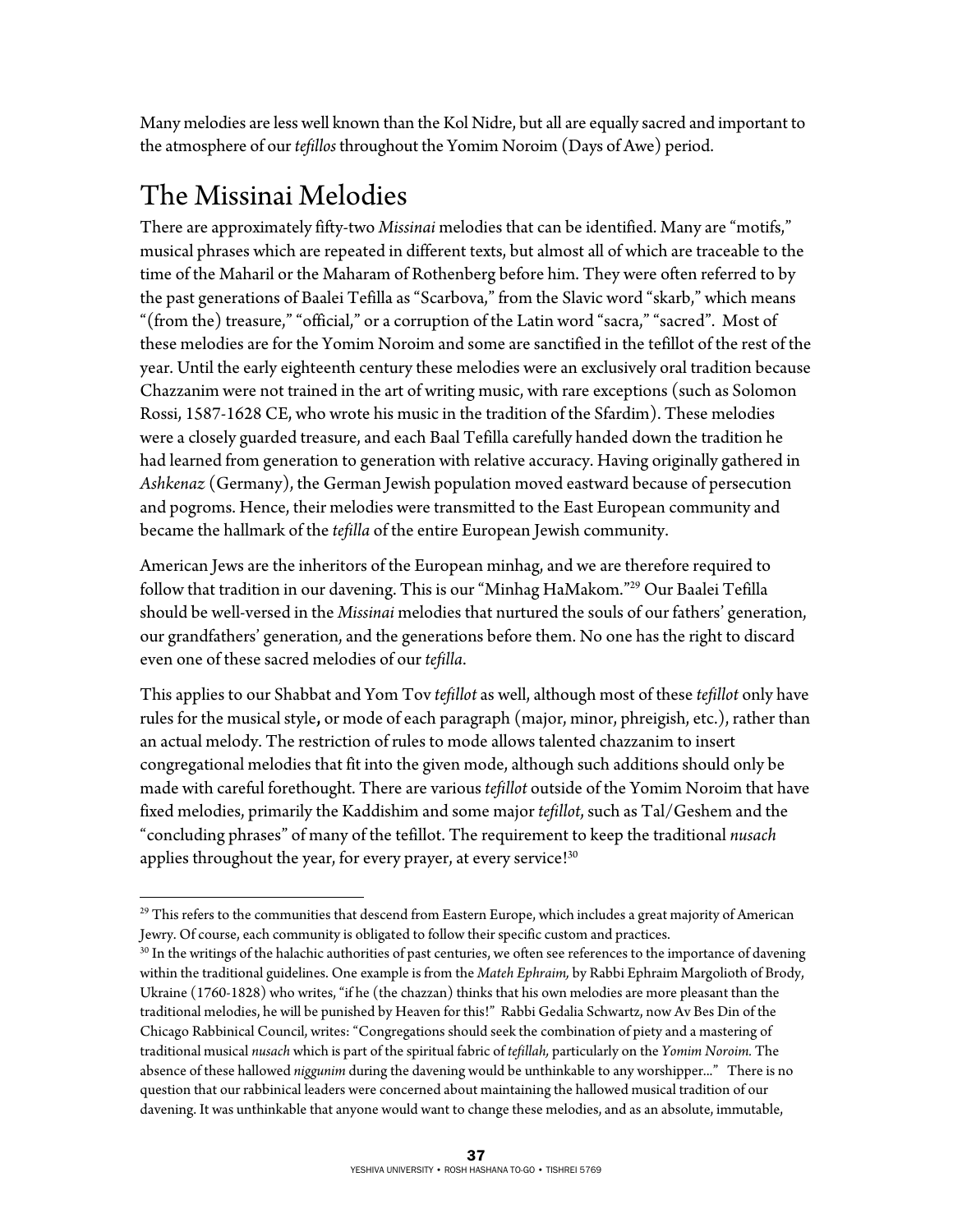Many melodies are less well known than the Kol Nidre, but all are equally sacred and important to the atmosphere of our *tefillos* throughout the Yomim Noroim (Days of Awe) period.

## The Missinai Melodies

There are approximately fifty-two *Missinai* melodies that can be identified. Many are "motifs," musical phrases which are repeated in different texts, but almost all of which are traceable to the time of the Maharil or the Maharam of Rothenberg before him. They were often referred to by the past generations of Baalei Tefilla as "Scarbova," from the Slavic word "skarb," which means "(from the) treasure," "official," or a corruption of the Latin word "sacra," "sacred". Most of these melodies are for the Yomim Noroim and some are sanctified in the tefillot of the rest of the year. Until the early eighteenth century these melodies were an exclusively oral tradition because Chazzanim were not trained in the art of writing music, with rare exceptions (such as Solomon Rossi, 1587-1628 CE, who wrote his music in the tradition of the Sfardim). These melodies were a closely guarded treasure, and each Baal Tefilla carefully handed down the tradition he had learned from generation to generation with relative accuracy. Having originally gathered in *Ashkenaz* (Germany), the German Jewish population moved eastward because of persecution and pogroms. Hence, their melodies were transmitted to the East European community and became the hallmark of the *tefilla* of the entire European Jewish community.

American Jews are the inheritors of the European minhag, and we are therefore required to follow that tradition in our davening. This is our "Minhag HaMakom."[29] Our Baalei Tefilla should be well-versed in the *Missinai* melodies that nurtured the souls of our fathers' generation, our grandfathers' generation, and the generations before them. No one has the right to discard even one of these sacred melodies of our *tefilla*.

This applies to our Shabbat and Yom Tov *tefillot* as well, although most of these *tefillot* only have rules for the musical style**,** or mode of each paragraph (major, minor, phreigish, etc.), rather than an actual melody. The restriction of rules to mode allows talented chazzanim to insert congregational melodies that fit into the given mode, although such additions should only be made with careful forethought. There are various *tefillot* outside of the Yomim Noroim that have fixed melodies, primarily the Kaddishim and some major *tefillot*, such as Tal/Geshem and the "concluding phrases" of many of the tefillot. The requirement to keep the traditional *nusach* applies throughout the year, for every prayer, at every service![30]

---

[29] This refers to the communities that descend from Eastern Europe, which includes a great majority of American Jewry. Of course, each community is obligated to follow their specific custom and practices.

[30] In the writings of the halachic authorities of past centuries, we often see references to the importance of davening within the traditional guidelines. One example is from the *Mateh Ephraim,* by Rabbi Ephraim Margolioth of Brody, Ukraine (1760-1828) who writes, "if he (the chazzan) thinks that his own melodies are more pleasant than the traditional melodies, he will be punished by Heaven for this!" Rabbi Gedalia Schwartz, now Av Bes Din of the Chicago Rabbinical Council, writes: "Congregations should seek the combination of piety and a mastering of traditional musical *nusach* which is part of the spiritual fabric of *tefillah,* particularly on the *Yomim Noroim.* The absence of these hallowed *niggunim* during the davening would be unthinkable to any worshipper..." There is no question that our rabbinical leaders were concerned about maintaining the hallowed musical tradition of our davening. It was unthinkable that anyone would want to change these melodies, and as an absolute, immutable,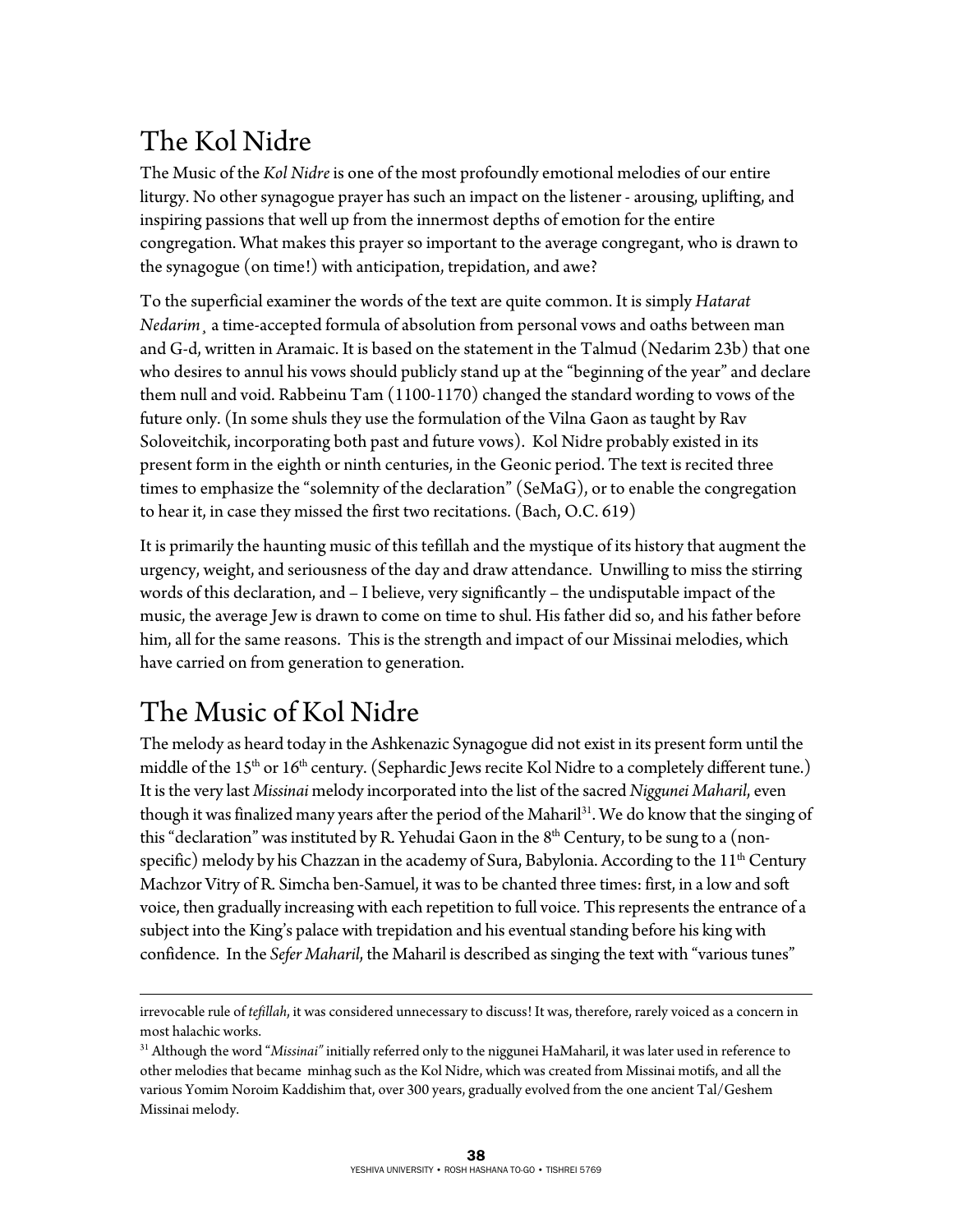## The Kol Nidre

The Music of the *Kol Nidre* is one of the most profoundly emotional melodies of our entire liturgy. No other synagogue prayer has such an impact on the listener - arousing, uplifting, and inspiring passions that well up from the innermost depths of emotion for the entire congregation. What makes this prayer so important to the average congregant, who is drawn to the synagogue (on time!) with anticipation, trepidation, and awe?

To the superficial examiner the words of the text are quite common. It is simply *Hatarat Nedarim*¸ a time-accepted formula of absolution from personal vows and oaths between man and G-d, written in Aramaic. It is based on the statement in the Talmud (Nedarim 23b) that one who desires to annul his vows should publicly stand up at the "beginning of the year" and declare them null and void. Rabbeinu Tam (1100-1170) changed the standard wording to vows of the future only. (In some shuls they use the formulation of the Vilna Gaon as taught by Rav Soloveitchik, incorporating both past and future vows). Kol Nidre probably existed in its present form in the eighth or ninth centuries, in the Geonic period. The text is recited three times to emphasize the "solemnity of the declaration" (SeMaG), or to enable the congregation to hear it, in case they missed the first two recitations. (Bach, O.C. 619)

It is primarily the haunting music of this tefillah and the mystique of its history that augment the urgency, weight, and seriousness of the day and draw attendance. Unwilling to miss the stirring words of this declaration, and – I believe, very significantly – the undisputable impact of the music, the average Jew is drawn to come on time to shul. His father did so, and his father before him, all for the same reasons. This is the strength and impact of our Missinai melodies, which have carried on from generation to generation.

## The Music of Kol Nidre

The melody as heard today in the Ashkenazic Synagogue did not exist in its present form until the middle of the 15th or 16th century. (Sephardic Jews recite Kol Nidre to a completely different tune.) It is the very last *Missinai* melody incorporated into the list of the sacred *Niggunei Maharil*, even though it was finalized many years after the period of the Maharil[31]. We do know that the singing of this "declaration" was instituted by R. Yehudai Gaon in the 8th Century, to be sung to a (non-specific) melody by his Chazzan in the academy of Sura, Babylonia. According to the 11th Century Machzor Vitry of R. Simcha ben-Samuel, it was to be chanted three times: first, in a low and soft voice, then gradually increasing with each repetition to full voice. This represents the entrance of a subject into the King's palace with trepidation and his eventual standing before his king with confidence. In the *Sefer Maharil*, the Maharil is described as singing the text with "various tunes"

---

irrevocable rule of *tefillah*, it was considered unnecessary to discuss! It was, therefore, rarely voiced as a concern in most halachic works.

[31] Although the word "*Missinai*" initially referred only to the niggunei HaMaharil, it was later used in reference to other melodies that became minhag such as the Kol Nidre, which was created from Missinai motifs, and all the various Yomim Noroim Kaddishim that, over 300 years, gradually evolved from the one ancient Tal/Geshem Missinai melody.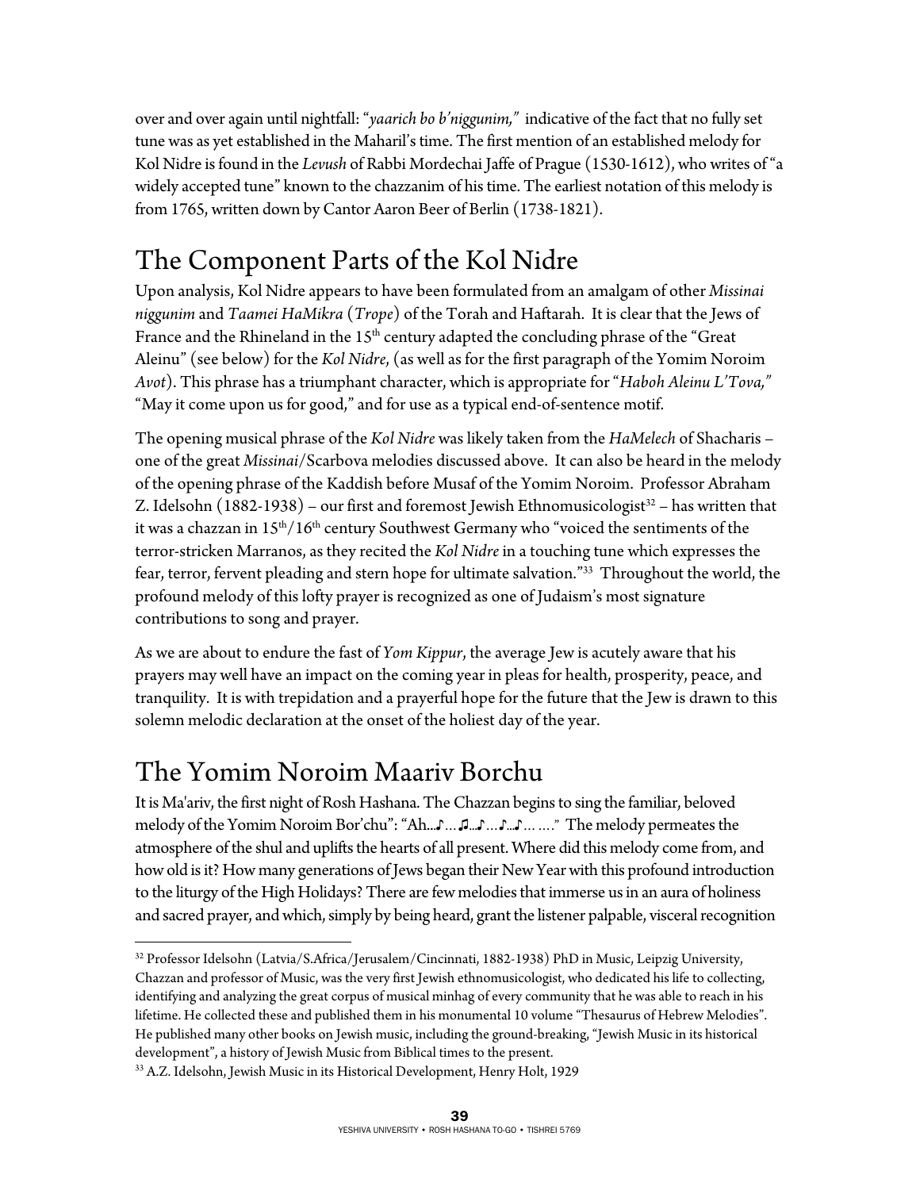over and over again until nightfall: "*yaarich bo b'niggunim,*" indicative of the fact that no fully set tune was as yet established in the Maharil's time. The first mention of an established melody for Kol Nidre is found in the *Levush* of Rabbi Mordechai Jaffe of Prague (1530-1612), who writes of "a widely accepted tune" known to the chazzanim of his time. The earliest notation of this melody is from 1765, written down by Cantor Aaron Beer of Berlin (1738-1821).

## The Component Parts of the Kol Nidre

Upon analysis, Kol Nidre appears to have been formulated from an amalgam of other *Missinai niggunim* and *Taamei HaMikra* (*Trope*) of the Torah and Haftarah. It is clear that the Jews of France and the Rhineland in the 15th century adapted the concluding phrase of the "Great Aleinu" (see below) for the *Kol Nidre*, (as well as for the first paragraph of the Yomim Noroim *Avot*). This phrase has a triumphant character, which is appropriate for "*Haboh Aleinu L'Tova,*" "May it come upon us for good," and for use as a typical end-of-sentence motif.

The opening musical phrase of the *Kol Nidre* was likely taken from the *HaMelech* of Shacharis – one of the great *Missinai*/Scarbova melodies discussed above. It can also be heard in the melody of the opening phrase of the Kaddish before Musaf of the Yomim Noroim. Professor Abraham Z. Idelsohn (1882-1938) – our first and foremost Jewish Ethnomusicologist[32] – has written that it was a chazzan in 15th/16th century Southwest Germany who "voiced the sentiments of the terror-stricken Marranos, as they recited the *Kol Nidre* in a touching tune which expresses the fear, terror, fervent pleading and stern hope for ultimate salvation."[33] Throughout the world, the profound melody of this lofty prayer is recognized as one of Judaism's most signature contributions to song and prayer.

As we are about to endure the fast of *Yom Kippur*, the average Jew is acutely aware that his prayers may well have an impact on the coming year in pleas for health, prosperity, peace, and tranquility. It is with trepidation and a prayerful hope for the future that the Jew is drawn to this solemn melodic declaration at the onset of the holiest day of the year.

## The Yomim Noroim Maariv Borchu

It is Ma'ariv, the first night of Rosh Hashana. The Chazzan begins to sing the familiar, beloved melody of the Yomim Noroim Bor'chu": "Ah...♪…♫...♪…♪...♪… …." The melody permeates the atmosphere of the shul and uplifts the hearts of all present. Where did this melody come from, and how old is it? How many generations of Jews began their New Year with this profound introduction to the liturgy of the High Holidays? There are few melodies that immerse us in an aura of holiness and sacred prayer, and which, simply by being heard, grant the listener palpable, visceral recognition

---

[32] Professor Idelsohn (Latvia/S.Africa/Jerusalem/Cincinnati, 1882-1938) PhD in Music, Leipzig University, Chazzan and professor of Music, was the very first Jewish ethnomusicologist, who dedicated his life to collecting, identifying and analyzing the great corpus of musical minhag of every community that he was able to reach in his lifetime. He collected these and published them in his monumental 10 volume "Thesaurus of Hebrew Melodies". He published many other books on Jewish music, including the ground-breaking, "Jewish Music in its historical development", a history of Jewish Music from Biblical times to the present.

[33] A.Z. Idelsohn, Jewish Music in its Historical Development, Henry Holt, 1929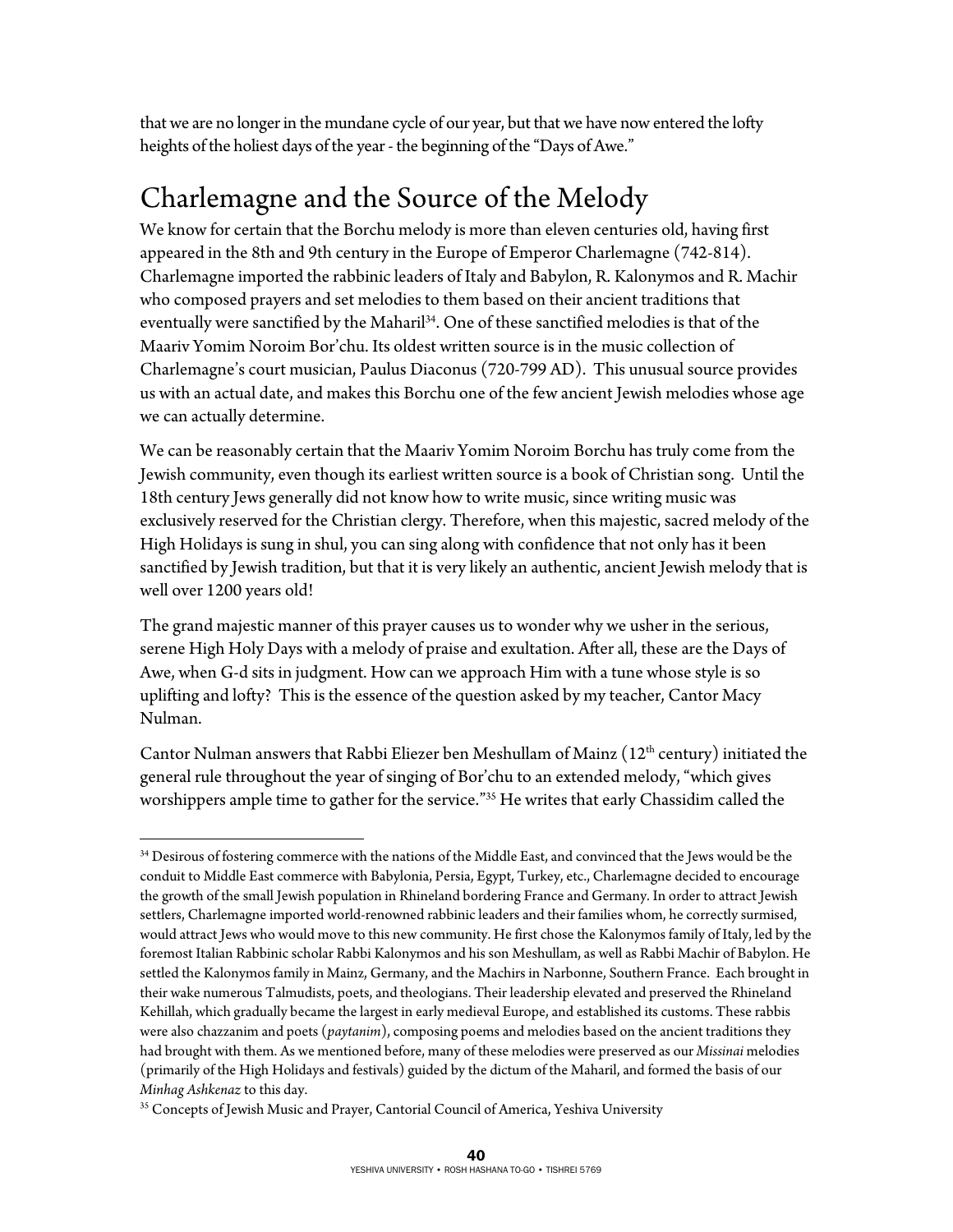that we are no longer in the mundane cycle of our year, but that we have now entered the lofty heights of the holiest days of the year - the beginning of the "Days of Awe."

## Charlemagne and the Source of the Melody

We know for certain that the Borchu melody is more than eleven centuries old, having first appeared in the 8th and 9th century in the Europe of Emperor Charlemagne (742-814). Charlemagne imported the rabbinic leaders of Italy and Babylon, R. Kalonymos and R. Machir who composed prayers and set melodies to them based on their ancient traditions that eventually were sanctified by the Maharil[34]. One of these sanctified melodies is that of the Maariv Yomim Noroim Bor'chu. Its oldest written source is in the music collection of Charlemagne's court musician, Paulus Diaconus (720-799 AD). This unusual source provides us with an actual date, and makes this Borchu one of the few ancient Jewish melodies whose age we can actually determine.

We can be reasonably certain that the Maariv Yomim Noroim Borchu has truly come from the Jewish community, even though its earliest written source is a book of Christian song. Until the 18th century Jews generally did not know how to write music, since writing music was exclusively reserved for the Christian clergy. Therefore, when this majestic, sacred melody of the High Holidays is sung in shul, you can sing along with confidence that not only has it been sanctified by Jewish tradition, but that it is very likely an authentic, ancient Jewish melody that is well over 1200 years old!

The grand majestic manner of this prayer causes us to wonder why we usher in the serious, serene High Holy Days with a melody of praise and exultation. After all, these are the Days of Awe, when G-d sits in judgment. How can we approach Him with a tune whose style is so uplifting and lofty? This is the essence of the question asked by my teacher, Cantor Macy Nulman.

Cantor Nulman answers that Rabbi Eliezer ben Meshullam of Mainz (12th century) initiated the general rule throughout the year of singing of Bor'chu to an extended melody, "which gives worshippers ample time to gather for the service."[35] He writes that early Chassidim called the

---

[34] Desirous of fostering commerce with the nations of the Middle East, and convinced that the Jews would be the conduit to Middle East commerce with Babylonia, Persia, Egypt, Turkey, etc., Charlemagne decided to encourage the growth of the small Jewish population in Rhineland bordering France and Germany. In order to attract Jewish settlers, Charlemagne imported world-renowned rabbinic leaders and their families whom, he correctly surmised, would attract Jews who would move to this new community. He first chose the Kalonymos family of Italy, led by the foremost Italian Rabbinic scholar Rabbi Kalonymos and his son Meshullam, as well as Rabbi Machir of Babylon. He settled the Kalonymos family in Mainz, Germany, and the Machirs in Narbonne, Southern France. Each brought in their wake numerous Talmudists, poets, and theologians. Their leadership elevated and preserved the Rhineland Kehillah, which gradually became the largest in early medieval Europe, and established its customs. These rabbis were also chazzanim and poets (*paytanim*), composing poems and melodies based on the ancient traditions they had brought with them. As we mentioned before, many of these melodies were preserved as our *Missinai* melodies (primarily of the High Holidays and festivals) guided by the dictum of the Maharil, and formed the basis of our *Minhag Ashkenaz* to this day.

[35] Concepts of Jewish Music and Prayer, Cantorial Council of America, Yeshiva University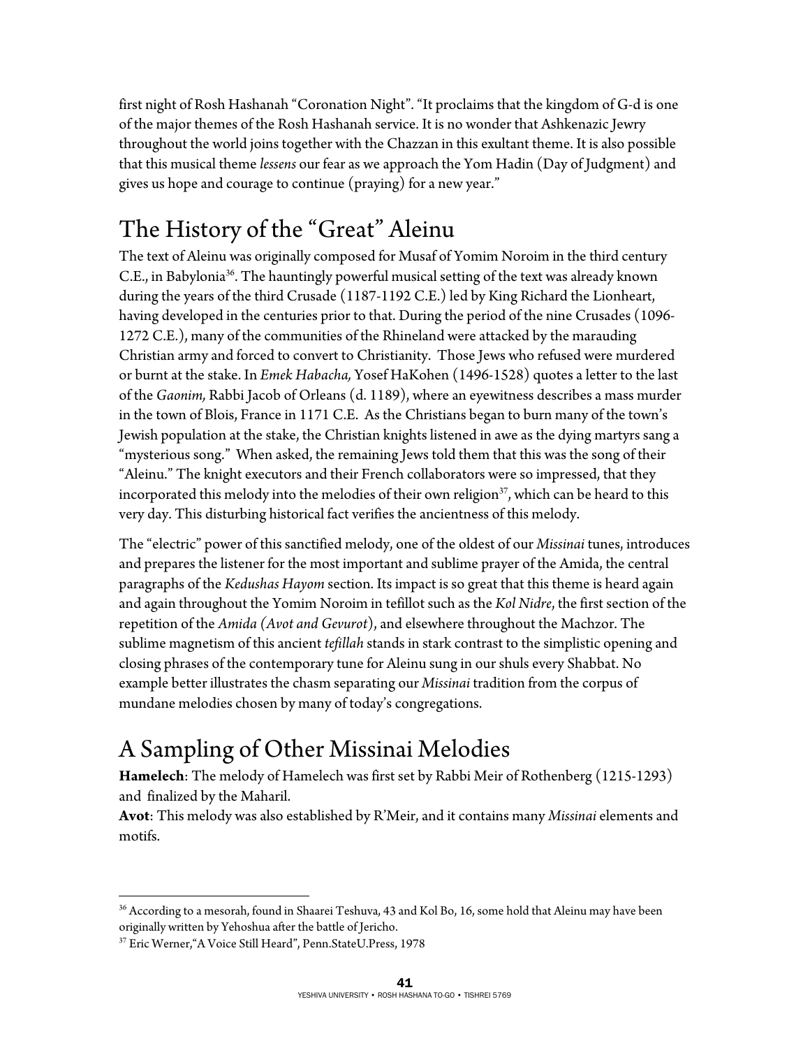first night of Rosh Hashanah "Coronation Night". "It proclaims that the kingdom of G-d is one of the major themes of the Rosh Hashanah service. It is no wonder that Ashkenazic Jewry throughout the world joins together with the Chazzan in this exultant theme. It is also possible that this musical theme *lessens* our fear as we approach the Yom Hadin (Day of Judgment) and gives us hope and courage to continue (praying) for a new year."

## The History of the "Great" Aleinu

The text of Aleinu was originally composed for Musaf of Yomim Noroim in the third century C.E., in Babylonia[36]. The hauntingly powerful musical setting of the text was already known during the years of the third Crusade (1187-1192 C.E.) led by King Richard the Lionheart, having developed in the centuries prior to that. During the period of the nine Crusades (1096-1272 C.E.), many of the communities of the Rhineland were attacked by the marauding Christian army and forced to convert to Christianity. Those Jews who refused were murdered or burnt at the stake. In *Emek Habacha,* Yosef HaKohen (1496-1528) quotes a letter to the last of the *Gaonim,* Rabbi Jacob of Orleans (d. 1189), where an eyewitness describes a mass murder in the town of Blois, France in 1171 C.E. As the Christians began to burn many of the town's Jewish population at the stake, the Christian knights listened in awe as the dying martyrs sang a "mysterious song." When asked, the remaining Jews told them that this was the song of their "Aleinu." The knight executors and their French collaborators were so impressed, that they incorporated this melody into the melodies of their own religion[37], which can be heard to this very day. This disturbing historical fact verifies the ancientness of this melody.

The "electric" power of this sanctified melody, one of the oldest of our *Missinai* tunes, introduces and prepares the listener for the most important and sublime prayer of the Amida, the central paragraphs of the *Kedushas Hayom* section. Its impact is so great that this theme is heard again and again throughout the Yomim Noroim in tefillot such as the *Kol Nidre*, the first section of the repetition of the *Amida (Avot and Gevurot*), and elsewhere throughout the Machzor. The sublime magnetism of this ancient *tefillah* stands in stark contrast to the simplistic opening and closing phrases of the contemporary tune for Aleinu sung in our shuls every Shabbat. No example better illustrates the chasm separating our *Missinai* tradition from the corpus of mundane melodies chosen by many of today's congregations.

## A Sampling of Other Missinai Melodies

**Hamelech**: The melody of Hamelech was first set by Rabbi Meir of Rothenberg (1215-1293) and finalized by the Maharil.

**Avot**: This melody was also established by R'Meir, and it contains many *Missinai* elements and motifs.

---

[36] According to a mesorah, found in Shaarei Teshuva, 43 and Kol Bo, 16, some hold that Aleinu may have been originally written by Yehoshua after the battle of Jericho.

[37] Eric Werner,"A Voice Still Heard", Penn.StateU.Press, 1978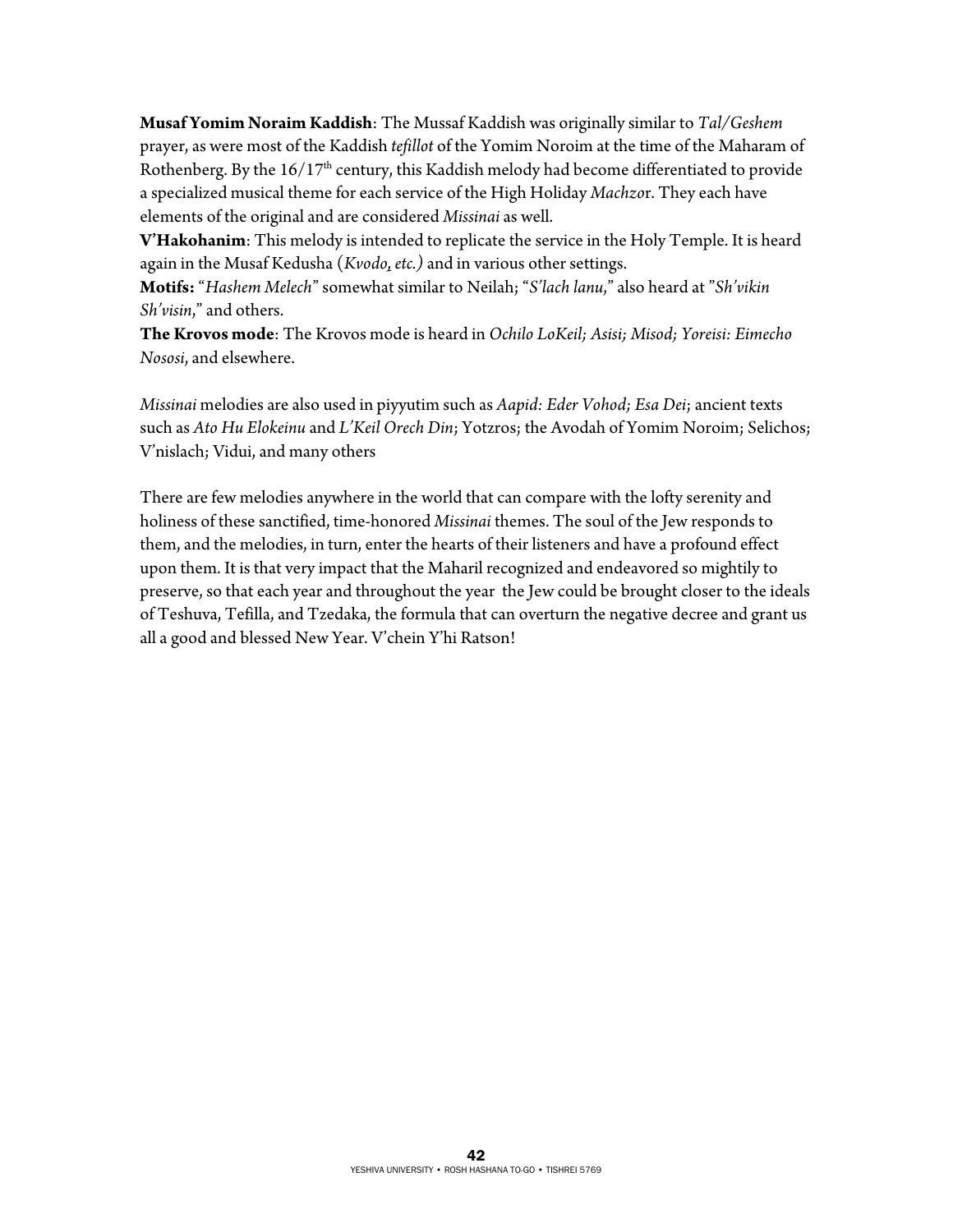**Musaf Yomim Noraim Kaddish**: The Mussaf Kaddish was originally similar to *Tal/Geshem* prayer, as were most of the Kaddish *tefillot* of the Yomim Noroim at the time of the Maharam of Rothenberg. By the 16/17th century, this Kaddish melody had become differentiated to provide a specialized musical theme for each service of the High Holiday *Machzo*r. They each have elements of the original and are considered *Missinai* as well.

**V'Hakohanim**: This melody is intended to replicate the service in the Holy Temple. It is heard again in the Musaf Kedusha (*Kvodo, etc.)* and in various other settings.

**Motifs:** "*Hashem Melech*" somewhat similar to Neilah; "*S'lach lanu*," also heard at "*Sh'vikin Sh'visin*," and others.

**The Krovos mode**: The Krovos mode is heard in *Ochilo LoKeil; Asisi; Misod; Yoreisi: Eimecho Nososi*, and elsewhere.

*Missinai* melodies are also used in piyyutim such as *Aapid: Eder Vohod; Esa Dei*; ancient texts such as *Ato Hu Elokeinu* and *L'Keil Orech Din*; Yotzros; the Avodah of Yomim Noroim; Selichos; V'nislach; Vidui, and many others

There are few melodies anywhere in the world that can compare with the lofty serenity and holiness of these sanctified, time-honored *Missinai* themes. The soul of the Jew responds to them, and the melodies, in turn, enter the hearts of their listeners and have a profound effect upon them. It is that very impact that the Maharil recognized and endeavored so mightily to preserve, so that each year and throughout the year the Jew could be brought closer to the ideals of Teshuva, Tefilla, and Tzedaka, the formula that can overturn the negative decree and grant us all a good and blessed New Year. V'chein Y'hi Ratson!